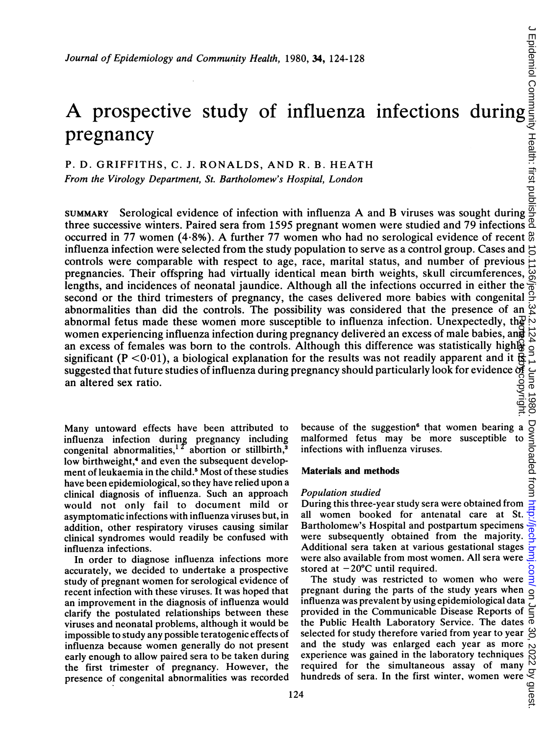# A prospective study of influenza infections during pregnancy

P. D. GRIFFITHS, C. J. RONALDS, AND R. B. HEATH

*From the Virology Department, St. Bartholomew's Hospital, London*

SUMMARY Serological evidence of infection with influenza A and B viruses was sought during three successive winters. Paired sera from 1595 pregnant women were studied and 79 infections occurred in 77 women (4·8%). A further 77 women who had no serological evidence of recent influenza infection were selected from the study population to serve as a control group. Cases and controls were comparable with respect to age, race, marital status, and number of previous pregnancies. Their offspring had virtually identical mean birth weights, skull circumferences, lengths, and incidences of neonatal jaundice. Although all the infections occurred in either the second or the third trimesters of pregnancy, the cases delivered more babies with congenital abnormalities than did the controls. The possibility was considered that the presence of an abnormal fetus made these women more susceptible to influenza infection. Unexpectedly, the women experiencing influenza infection during pregnancy delivered an excess of male babies, and an excess of females was born to the controls. Although this difference was statistically highly significant ($P < 0·01$), a biological explanation for the results was not readily apparent and it is suggested that future studies of influenza during pregnancy should particularly look for evidence of an altered sex ratio.

Many untoward effects have been attributed to influenza infection during pregnancy including congenital abnormalities,[1 2] abortion or stillbirth,[3] low birthweight,[4] and even the subsequent development of leukaemia in the child.[5] Most of these studies have been epidemiological, so they have relied upon a clinical diagnosis of influenza. Such an approach would not only fail to document mild or asymptomatic infections with influenza viruses but, in addition, other respiratory viruses causing similar clinical syndromes would readily be confused with influenza infections.

In order to diagnose influenza infections more accurately, we decided to undertake a prospective study of pregnant women for serological evidence of recent infection with these viruses. It was hoped that an improvement in the diagnosis of influenza would clarify the postulated relationships between these viruses and neonatal problems, although it would be impossible to study any possible teratogenic effects of influenza because women generally do not present early enough to allow paired sera to be taken during the first trimester of pregnancy. However, the presence of congenital abnormalities was recorded because of the suggestion[6] that women bearing a malformed fetus may be more susceptible to infections with influenza viruses.

## Materials and methods

### Population studied

During this three-year study sera were obtained from all women booked for antenatal care at St. Bartholomew's Hospital and postpartum specimens were subsequently obtained from the majority. Additional sera taken at various gestational stages were also available from most women. All sera were stored at −20°C until required.

The study was restricted to women who were pregnant during the parts of the study years when influenza was prevalent by using epidemiological data provided in the Communicable Disease Reports of the Public Health Laboratory Service. The dates selected for study therefore varied from year to year and the study was enlarged each year as more experience was gained in the laboratory techniques required for the simultaneous assay of many hundreds of sera. In the first winter, women were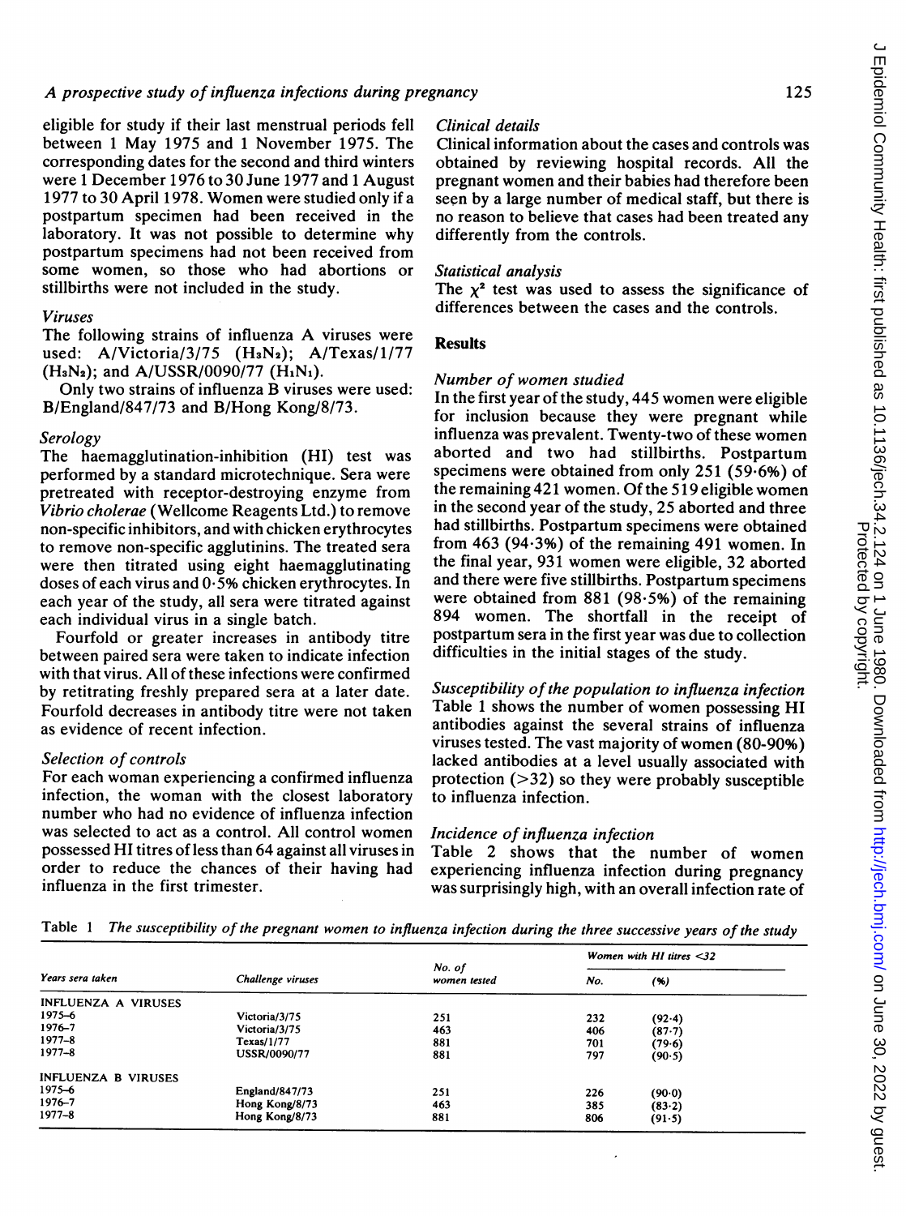eligible for study if their last menstrual periods fell between 1 May 1975 and 1 November 1975. The corresponding dates for the second and third winters were 1 December 1976 to 30 June 1977 and 1 August 1977 to 30 April 1978. Women were studied only if a postpartum specimen had been received in the laboratory. It was not possible to determine why postpartum specimens had not been received from some women, so those who had abortions or stillbirths were not included in the study.

### *Viruses*

The following strains of influenza A viruses were used: A/Victoria/3/75 ($H_3N_2$); A/Texas/1/77 ($H_3N_2$); and A/USSR/0090/77 ($H_1N_1$).

Only two strains of influenza B viruses were used: B/England/847/73 and B/Hong Kong/8/73.

### *Serology*

The haemagglutination-inhibition (HI) test was performed by a standard microtechnique. Sera were pretreated with receptor-destroying enzyme from *Vibrio cholerae* (Wellcome Reagents Ltd.) to remove non-specific inhibitors, and with chicken erythrocytes to remove non-specific agglutinins. The treated sera were then titrated using eight haemagglutinating doses of each virus and 0·5% chicken erythrocytes. In each year of the study, all sera were titrated against each individual virus in a single batch.

Fourfold or greater increases in antibody titre between paired sera were taken to indicate infection with that virus. All of these infections were confirmed by retitrating freshly prepared sera at a later date. Fourfold decreases in antibody titre were not taken as evidence of recent infection.

### *Selection of controls*

For each woman experiencing a confirmed influenza infection, the woman with the closest laboratory number who had no evidence of influenza infection was selected to act as a control. All control women possessed HI titres of less than 64 against all viruses in order to reduce the chances of their having had influenza in the first trimester.

### *Clinical details*

Clinical information about the cases and controls was obtained by reviewing hospital records. All the pregnant women and their babies had therefore been seen by a large number of medical staff, but there is no reason to believe that cases had been treated any differently from the controls.

### *Statistical analysis*

The $\chi^2$ test was used to assess the significance of differences between the cases and the controls.

## Results

### *Number of women studied*

In the first year of the study, 445 women were eligible for inclusion because they were pregnant while influenza was prevalent. Twenty-two of these women aborted and two had stillbirths. Postpartum specimens were obtained from only 251 (59·6%) of the remaining 421 women. Of the 519 eligible women in the second year of the study, 25 aborted and three had stillbirths. Postpartum specimens were obtained from 463 (94·3%) of the remaining 491 women. In the final year, 931 women were eligible, 32 aborted and there were five stillbirths. Postpartum specimens were obtained from 881 (98·5%) of the remaining 894 women. The shortfall in the receipt of postpartum sera in the first year was due to collection difficulties in the initial stages of the study.

### *Susceptibility of the population to influenza infection*

Table 1 shows the number of women possessing HI antibodies against the several strains of influenza viruses tested. The vast majority of women (80-90%) lacked antibodies at a level usually associated with protection (>32) so they were probably susceptible to influenza infection.

### *Incidence of influenza infection*

Table 2 shows that the number of women experiencing influenza infection during pregnancy was surprisingly high, with an overall infection rate of

Table 1 *The susceptibility of the pregnant women to influenza infection during the three successive years of the study*

| Years sera taken | Challenge viruses | No. of women tested | Women with HI titres <32 | |
|---|---|---|---|---|
| | | | No. | (%) |
| INFLUENZA A VIRUSES | | | | |
| 1975–6 | Victoria/3/75 | 251 | 232 | (92·4) |
| 1976–7 | Victoria/3/75 | 463 | 406 | (87·7) |
| 1977–8 | Texas/1/77 | 881 | 701 | (79·6) |
| 1977–8 | USSR/0090/77 | 881 | 797 | (90·5) |
| INFLUENZA B VIRUSES | | | | |
| 1975–6 | England/847/73 | 251 | 226 | (90·0) |
| 1976–7 | Hong Kong/8/73 | 463 | 385 | (83·2) |
| 1977–8 | Hong Kong/8/73 | 881 | 806 | (91·5) |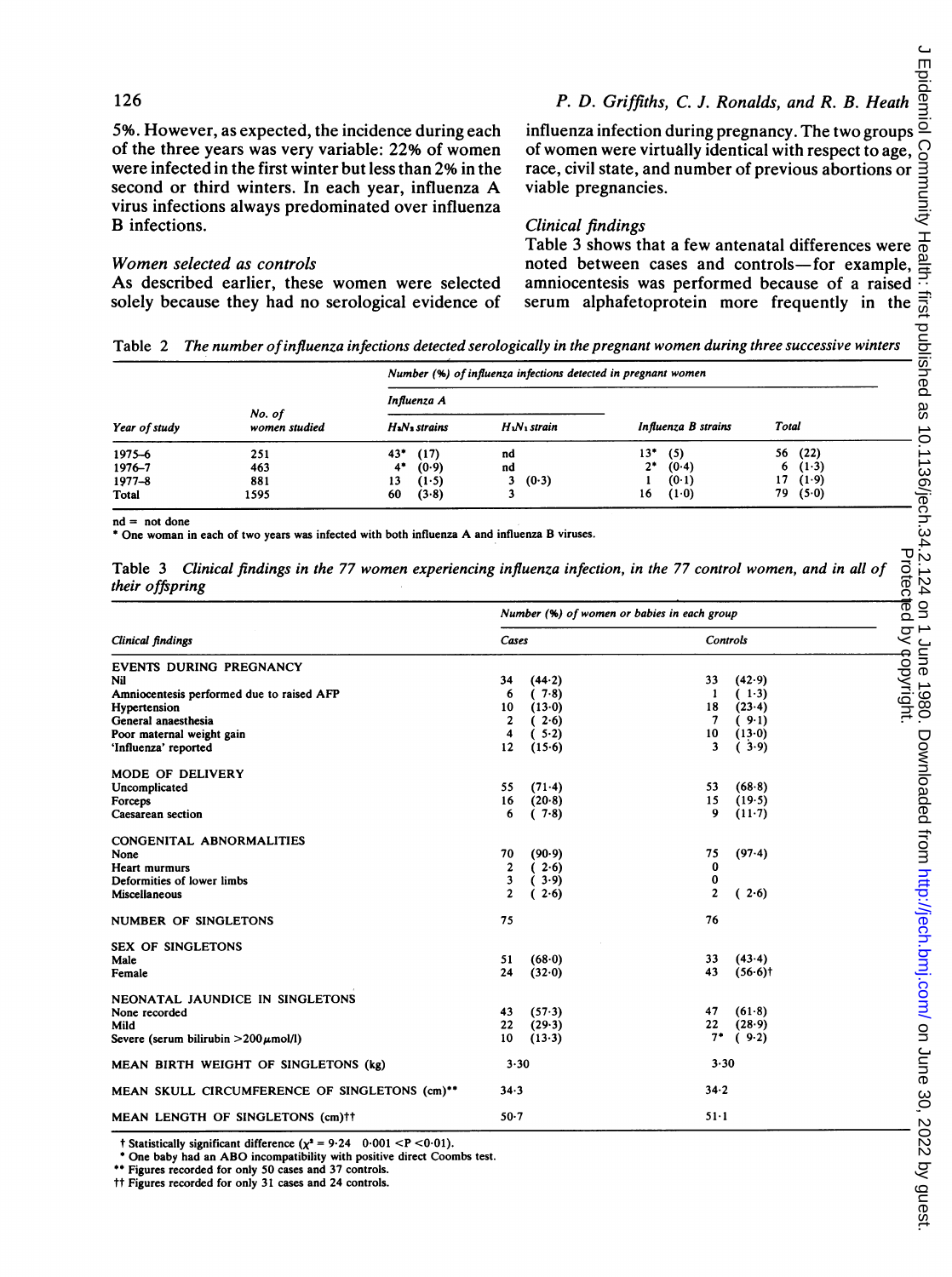5%. However, as expected, the incidence during each of the three years was very variable: 22% of women were infected in the first winter but less than 2% in the second or third winters. In each year, influenza A virus infections always predominated over influenza B infections.

### Women selected as controls

As described earlier, these women were selected solely because they had no serological evidence of influenza infection during pregnancy. The two groups of women were virtually identical with respect to age, race, civil state, and number of previous abortions or viable pregnancies.

### Clinical findings

Table 3 shows that a few antenatal differences were noted between cases and controls—for example, amniocentesis was performed because of a raised serum alphafetoprotein more frequently in the

Table 2 *The number of influenza infections detected serologically in the pregnant women during three successive winters*

| Year of study | No. of women studied | Number (%) of influenza infections detected in pregnant women | | | |
|---|---|---|---|---|---|
| | | Influenza A | | | |
| | | $H_3N_2$ strains | $H_1N_1$ strain | Influenza B strains | Total |
| 1975–6 | 251 | 43* (17) | nd | 13* (5) | 56 (22) |
| 1976–7 | 463 | 4* (0·9) | nd | 2* (0·4) | 6 (1·3) |
| 1977–8 | 881 | 13 (1·5) | 3 (0·3) | 1 (0·1) | 17 (1·9) |
| Total | 1595 | 60 (3·8) | 3 | 16 (1·0) | 79 (5·0) |

nd = not done
\* One woman in each of two years was infected with both influenza A and influenza B viruses.

Table 3 *Clinical findings in the 77 women experiencing influenza infection, in the 77 control women, and in all of their offspring*

| Clinical findings | Number (%) of women or babies in each group | |
|---|---|---|
| | Cases | Controls |
| **EVENTS DURING PREGNANCY** | | |
| Nil | 34 (44·2) | 33 (42·9) |
| Amniocentesis performed due to raised AFP | 6 (7·8) | 1 (1·3) |
| Hypertension | 10 (13·0) | 18 (23·4) |
| General anaesthesia | 2 (2·6) | 7 (9·1) |
| Poor maternal weight gain | 4 (5·2) | 10 (13·0) |
| 'Influenza' reported | 12 (15·6) | 3 (3·9) |
| **MODE OF DELIVERY** | | |
| Uncomplicated | 55 (71·4) | 53 (68·8) |
| Forceps | 16 (20·8) | 15 (19·5) |
| Caesarean section | 6 (7·8) | 9 (11·7) |
| **CONGENITAL ABNORMALITIES** | | |
| None | 70 (90·9) | 75 (97·4) |
| Heart murmurs | 2 (2·6) | 0 |
| Deformities of lower limbs | 3 (3·9) | 0 |
| Miscellaneous | 2 (2·6) | 2 (2·6) |
| **NUMBER OF SINGLETONS** | 75 | 76 |
| **SEX OF SINGLETONS** | | |
| Male | 51 (68·0) | 33 (43·4) |
| Female | 24 (32·0) | 43 (56·6)† |
| **NEONATAL JAUNDICE IN SINGLETONS** | | |
| None recorded | 43 (57·3) | 47 (61·8) |
| Mild | 22 (29·3) | 22 (28·9) |
| Severe (serum bilirubin >200 μmol/l) | 10 (13·3) | 7* (9·2) |
| **MEAN BIRTH WEIGHT OF SINGLETONS (kg)** | 3·30 | 3·30 |
| **MEAN SKULL CIRCUMFERENCE OF SINGLETONS (cm)\*\*** | 34·3 | 34·2 |
| **MEAN LENGTH OF SINGLETONS (cm)††** | 50·7 | 51·1 |

† Statistically significant difference ($\chi^2 = 9{\cdot}24$ $0{\cdot}001 < P < 0{\cdot}01$).
\* One baby had an ABO incompatibility with positive direct Coombs test.
\*\* Figures recorded for only 50 cases and 37 controls.
†† Figures recorded for only 31 cases and 24 controls.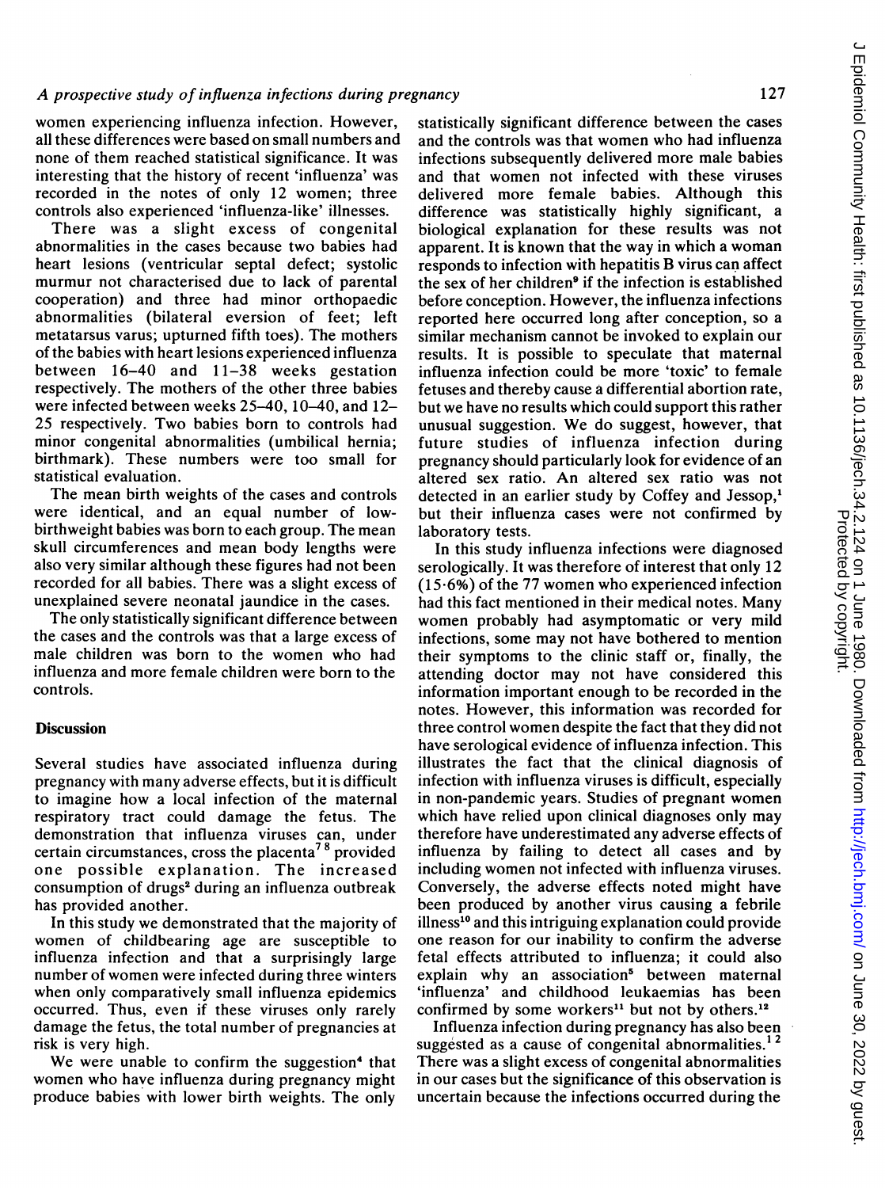women experiencing influenza infection. However, all these differences were based on small numbers and none of them reached statistical significance. It was interesting that the history of recent 'influenza' was recorded in the notes of only 12 women; three controls also experienced 'influenza-like' illnesses.

There was a slight excess of congenital abnormalities in the cases because two babies had heart lesions (ventricular septal defect; systolic murmur not characterised due to lack of parental cooperation) and three had minor orthopaedic abnormalities (bilateral eversion of feet; left metatarsus varus; upturned fifth toes). The mothers of the babies with heart lesions experienced influenza between 16–40 and 11–38 weeks gestation respectively. The mothers of the other three babies were infected between weeks 25–40, 10–40, and 12–25 respectively. Two babies born to controls had minor congenital abnormalities (umbilical hernia; birthmark). These numbers were too small for statistical evaluation.

The mean birth weights of the cases and controls were identical, and an equal number of low-birthweight babies was born to each group. The mean skull circumferences and mean body lengths were also very similar although these figures had not been recorded for all babies. There was a slight excess of unexplained severe neonatal jaundice in the cases.

The only statistically significant difference between the cases and the controls was that a large excess of male children was born to the women who had influenza and more female children were born to the controls.

## Discussion

Several studies have associated influenza during pregnancy with many adverse effects, but it is difficult to imagine how a local infection of the maternal respiratory tract could damage the fetus. The demonstration that influenza viruses can, under certain circumstances, cross the placenta[7 8] provided one possible explanation. The increased consumption of drugs[2] during an influenza outbreak has provided another.

In this study we demonstrated that the majority of women of childbearing age are susceptible to influenza infection and that a surprisingly large number of women were infected during three winters when only comparatively small influenza epidemics occurred. Thus, even if these viruses only rarely damage the fetus, the total number of pregnancies at risk is very high.

We were unable to confirm the suggestion[4] that women who have influenza during pregnancy might produce babies with lower birth weights. The only statistically significant difference between the cases and the controls was that women who had influenza infections subsequently delivered more male babies and that women not infected with these viruses delivered more female babies. Although this difference was statistically highly significant, a biological explanation for these results was not apparent. It is known that the way in which a woman responds to infection with hepatitis B virus can affect the sex of her children[9] if the infection is established before conception. However, the influenza infections reported here occurred long after conception, so a similar mechanism cannot be invoked to explain our results. It is possible to speculate that maternal influenza infection could be more 'toxic' to female fetuses and thereby cause a differential abortion rate, but we have no results which could support this rather unusual suggestion. We do suggest, however, that future studies of influenza infection during pregnancy should particularly look for evidence of an altered sex ratio. An altered sex ratio was not detected in an earlier study by Coffey and Jessop,[1] but their influenza cases were not confirmed by laboratory tests.

In this study influenza infections were diagnosed serologically. It was therefore of interest that only 12 (15·6%) of the 77 women who experienced infection had this fact mentioned in their medical notes. Many women probably had asymptomatic or very mild infections, some may not have bothered to mention their symptoms to the clinic staff or, finally, the attending doctor may not have considered this information important enough to be recorded in the notes. However, this information was recorded for three control women despite the fact that they did not have serological evidence of influenza infection. This illustrates the fact that the clinical diagnosis of infection with influenza viruses is difficult, especially in non-pandemic years. Studies of pregnant women which have relied upon clinical diagnoses only may therefore have underestimated any adverse effects of influenza by failing to detect all cases and by including women not infected with influenza viruses. Conversely, the adverse effects noted might have been produced by another virus causing a febrile illness[10] and this intriguing explanation could provide one reason for our inability to confirm the adverse fetal effects attributed to influenza; it could also explain why an association[5] between maternal 'influenza' and childhood leukaemias has been confirmed by some workers[11] but not by others.[12]

Influenza infection during pregnancy has also been suggested as a cause of congenital abnormalities.[1 2] There was a slight excess of congenital abnormalities in our cases but the significance of this observation is uncertain because the infections occurred during the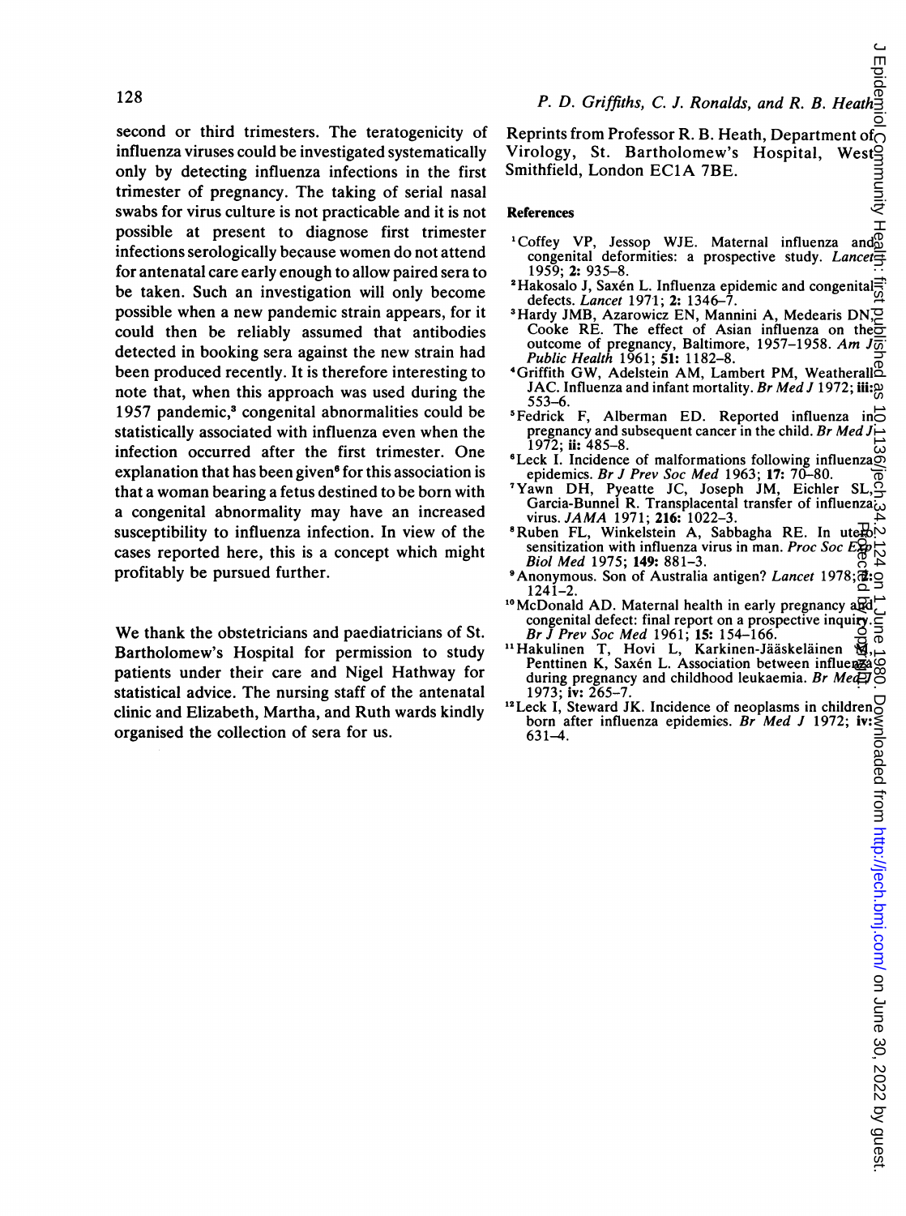second or third trimesters. The teratogenicity of influenza viruses could be investigated systematically only by detecting influenza infections in the first trimester of pregnancy. The taking of serial nasal swabs for virus culture is not practicable and it is not possible at present to diagnose first trimester infections serologically because women do not attend for antenatal care early enough to allow paired sera to be taken. Such an investigation will only become possible when a new pandemic strain appears, for it could then be reliably assumed that antibodies detected in booking sera against the new strain had been produced recently. It is therefore interesting to note that, when this approach was used during the 1957 pandemic,[3] congenital abnormalities could be statistically associated with influenza even when the infection occurred after the first trimester. One explanation that has been given[6] for this association is that a woman bearing a fetus destined to be born with a congenital abnormality may have an increased susceptibility to influenza infection. In view of the cases reported here, this is a concept which might profitably be pursued further.

We thank the obstetricians and paediatricians of St. Bartholomew's Hospital for permission to study patients under their care and Nigel Hathway for statistical advice. The nursing staff of the antenatal clinic and Elizabeth, Martha, and Ruth wards kindly organised the collection of sera for us.

Reprints from Professor R. B. Heath, Department of Virology, St. Bartholomew's Hospital, West Smithfield, London EC1A 7BE.

## References

1. Coffey VP, Jessop WJE. Maternal influenza and congenital deformities: a prospective study. *Lancet* 1959; **2:** 935–8.
2. Hakosalo J, Saxén L. Influenza epidemic and congenital defects. *Lancet* 1971; **2:** 1346–7.
3. Hardy JMB, Azarowicz EN, Mannini A, Medearis DN, Cooke RE. The effect of Asian influenza on the outcome of pregnancy, Baltimore, 1957–1958. *Am J Public Health* 1961; **51:** 1182–8.
4. Griffith GW, Adelstein AM, Lambert PM, Weatherall JAC. Influenza and infant mortality. *Br Med J* 1972; **iii:** 553–6.
5. Fedrick F, Alberman ED. Reported influenza in pregnancy and subsequent cancer in the child. *Br Med J* 1972; **ii:** 485–8.
6. Leck I. Incidence of malformations following influenza epidemics. *Br J Prev Soc Med* 1963; **17:** 70–80.
7. Yawn DH, Pyeatte JC, Joseph JM, Eichler SL, Garcia-Bunnel R. Transplacental transfer of influenza virus. *JAMA* 1971; **216:** 1022–3.
8. Ruben FL, Winkelstein A, Sabbagha RE. In utero sensitization with influenza virus in man. *Proc Soc Exp Biol Med* 1975; **149:** 881–3.
9. Anonymous. Son of Australia antigen? *Lancet* 1978; **2:** 1241–2.
10. McDonald AD. Maternal health in early pregnancy and congenital defect: final report on a prospective inquiry. *Br J Prev Soc Med* 1961; **15:** 154–166.
11. Hakulinen T, Hovi L, Karkinen-Jääskeläinen M, Penttinen K, Saxén L. Association between influenza during pregnancy and childhood leukaemia. *Br Med J* 1973; **iv:** 265–7.
12. Leck I, Steward JK. Incidence of neoplasms in children born after influenza epidemics. *Br Med J* 1972; **iv:** 631–4.